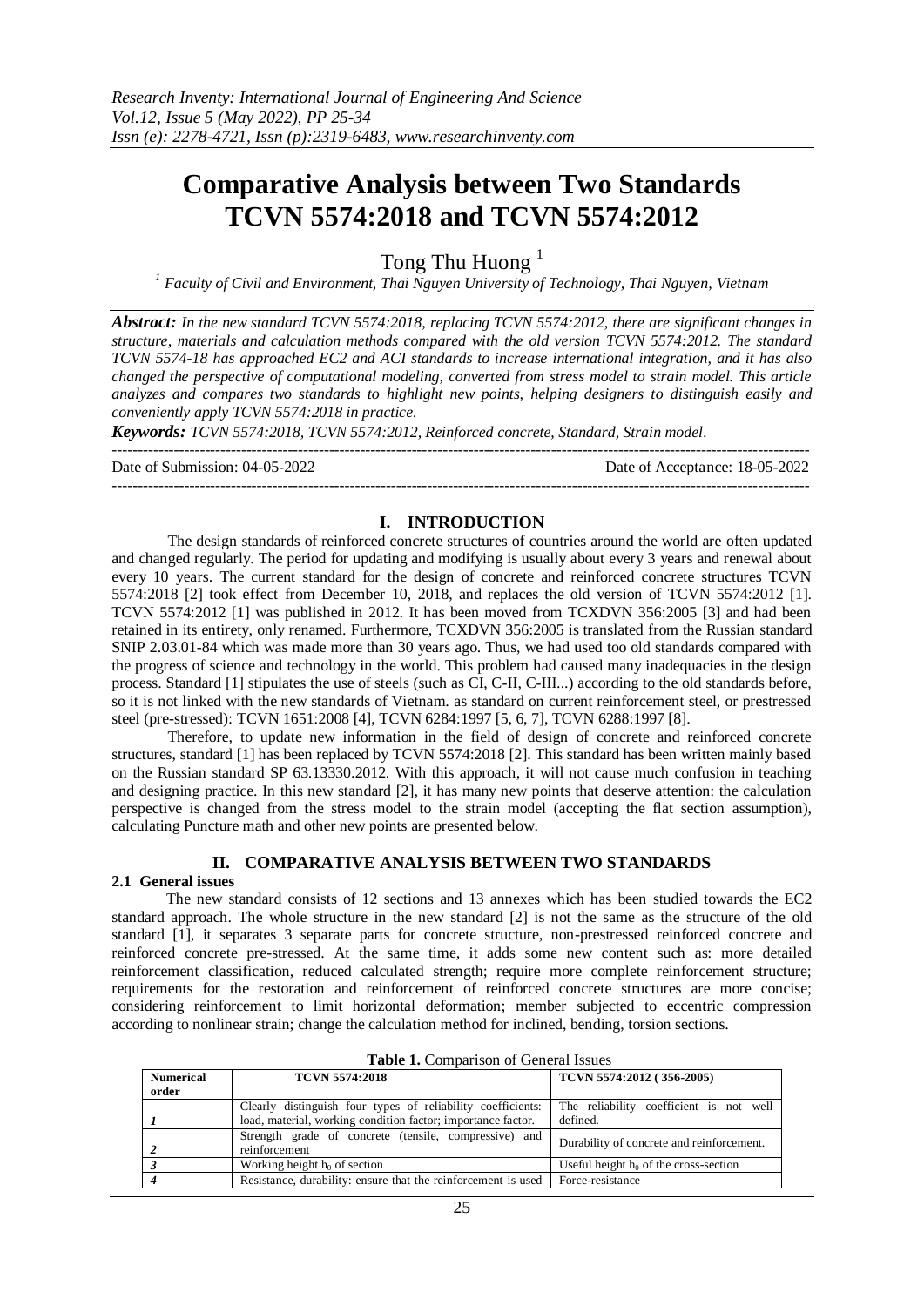# Comparative Analysis between Two Standards TCVN 5574:2018 and TCVN 5574:2012

Tong Thu Huong [1]

[1] *Faculty of Civil and Environment, Thai Nguyen University of Technology, Thai Nguyen, Vietnam*

***Abstract:*** *In the new standard TCVN 5574:2018, replacing TCVN 5574:2012, there are significant changes in structure, materials and calculation methods compared with the old version TCVN 5574:2012. The standard TCVN 5574-18 has approached EC2 and ACI standards to increase international integration, and it has also changed the perspective of computational modeling, converted from stress model to strain model. This article analyzes and compares two standards to highlight new points, helping designers to distinguish easily and conveniently apply TCVN 5574:2018 in practice.*

***Keywords:*** *TCVN 5574:2018, TCVN 5574:2012, Reinforced concrete, Standard, Strain model.*

---

Date of Submission: 04-05-2022 Date of Acceptance: 18-05-2022

---

## I. INTRODUCTION

The design standards of reinforced concrete structures of countries around the world are often updated and changed regularly. The period for updating and modifying is usually about every 3 years and renewal about every 10 years. The current standard for the design of concrete and reinforced concrete structures TCVN 5574:2018 [2] took effect from December 10, 2018, and replaces the old version of TCVN 5574:2012 [1]. TCVN 5574:2012 [1] was published in 2012. It has been moved from TCXDVN 356:2005 [3] and had been retained in its entirety, only renamed. Furthermore, TCXDVN 356:2005 is translated from the Russian standard SNIP 2.03.01-84 which was made more than 30 years ago. Thus, we had used too old standards compared with the progress of science and technology in the world. This problem had caused many inadequacies in the design process. Standard [1] stipulates the use of steels (such as CI, C-II, C-III...) according to the old standards before, so it is not linked with the new standards of Vietnam. as standard on current reinforcement steel, or prestressed steel (pre-stressed): TCVN 1651:2008 [4], TCVN 6284:1997 [5, 6, 7], TCVN 6288:1997 [8].

Therefore, to update new information in the field of design of concrete and reinforced concrete structures, standard [1] has been replaced by TCVN 5574:2018 [2]. This standard has been written mainly based on the Russian standard SP 63.13330.2012. With this approach, it will not cause much confusion in teaching and designing practice. In this new standard [2], it has many new points that deserve attention: the calculation perspective is changed from the stress model to the strain model (accepting the flat section assumption), calculating Puncture math and other new points are presented below.

## II. COMPARATIVE ANALYSIS BETWEEN TWO STANDARDS

### 2.1 General issues

The new standard consists of 12 sections and 13 annexes which has been studied towards the EC2 standard approach. The whole structure in the new standard [2] is not the same as the structure of the old standard [1], it separates 3 separate parts for concrete structure, non-prestressed reinforced concrete and reinforced concrete pre-stressed. At the same time, it adds some new content such as: more detailed reinforcement classification, reduced calculated strength; require more complete reinforcement structure; requirements for the restoration and reinforcement of reinforced concrete structures are more concise; considering reinforcement to limit horizontal deformation; member subjected to eccentric compression according to nonlinear strain; change the calculation method for inclined, bending, torsion sections.

**Table 1.** Comparison of General Issues

| Numerical order | TCVN 5574:2018 | TCVN 5574:2012 ( 356-2005) |
|---|---|---|
| *1* | Clearly distinguish four types of reliability coefficients: load, material, working condition factor; importance factor. | The reliability coefficient is not well defined. |
| *2* | Strength grade of concrete (tensile, compressive) and reinforcement | Durability of concrete and reinforcement. |
| *3* | Working height $h_0$ of section | Useful height $h_0$ of the cross-section |
| *4* | Resistance, durability: ensure that the reinforcement is used | Force-resistance |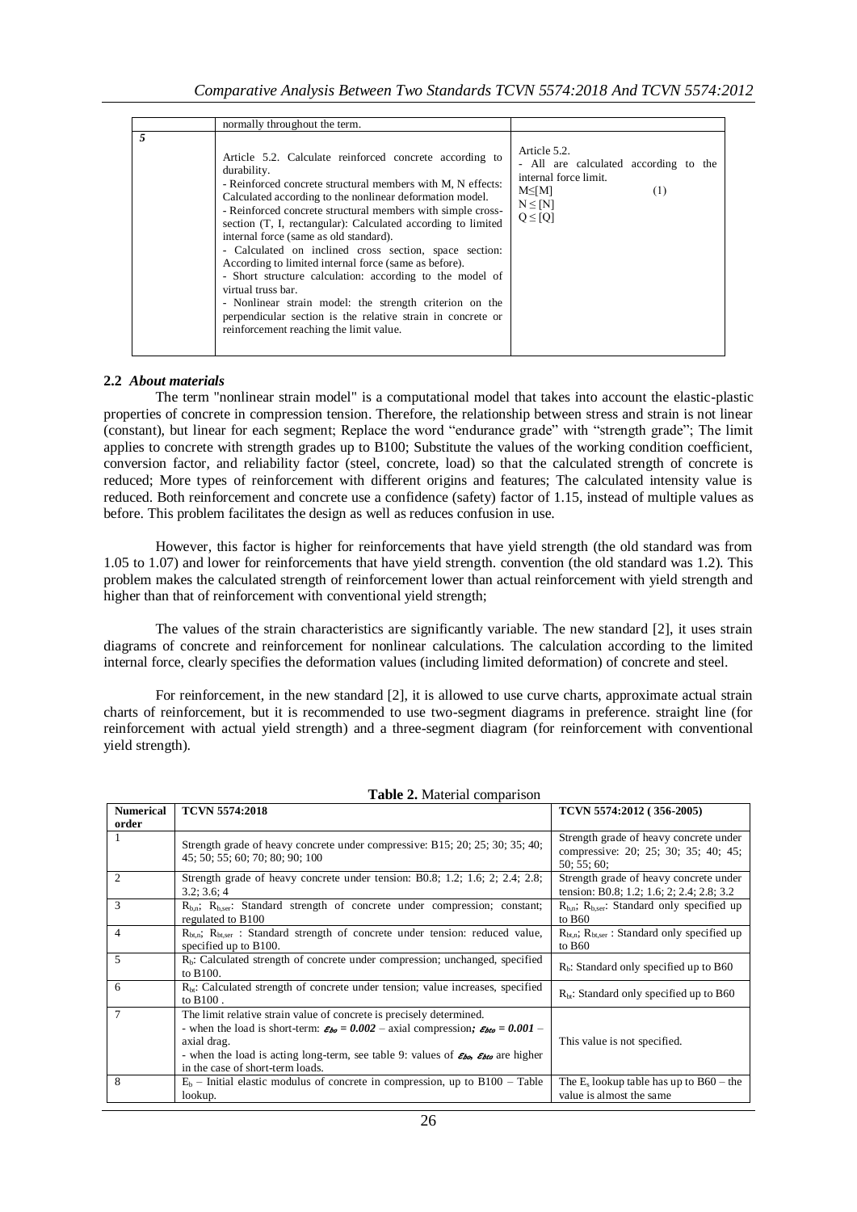| | | |
|---|---|---|
| | normally throughout the term. | |
| *5* | Article 5.2. Calculate reinforced concrete according to durability.<br>- Reinforced concrete structural members with M, N effects: Calculated according to the nonlinear deformation model.<br>- Reinforced concrete structural members with simple cross-section (T, I, rectangular): Calculated according to limited internal force (same as old standard).<br>- Calculated on inclined cross section, space section: According to limited internal force (same as before).<br>- Short structure calculation: according to the model of virtual truss bar.<br>- Nonlinear strain model: the strength criterion on the perpendicular section is the relative strain in concrete or reinforcement reaching the limit value. | Article 5.2.<br>- All are calculated according to the internal force limit.<br>$M \leq [M]$ (1)<br>$N \leq [N]$<br>$Q \leq [Q]$ |

**2.2** ***About materials***

The term "nonlinear strain model" is a computational model that takes into account the elastic-plastic properties of concrete in compression tension. Therefore, the relationship between stress and strain is not linear (constant), but linear for each segment; Replace the word "endurance grade" with "strength grade"; The limit applies to concrete with strength grades up to B100; Substitute the values of the working condition coefficient, conversion factor, and reliability factor (steel, concrete, load) so that the calculated strength of concrete is reduced; More types of reinforcement with different origins and features; The calculated intensity value is reduced. Both reinforcement and concrete use a confidence (safety) factor of 1.15, instead of multiple values as before. This problem facilitates the design as well as reduces confusion in use.

However, this factor is higher for reinforcements that have yield strength (the old standard was from 1.05 to 1.07) and lower for reinforcements that have yield strength. convention (the old standard was 1.2). This problem makes the calculated strength of reinforcement lower than actual reinforcement with yield strength and higher than that of reinforcement with conventional yield strength;

The values of the strain characteristics are significantly variable. The new standard [2], it uses strain diagrams of concrete and reinforcement for nonlinear calculations. The calculation according to the limited internal force, clearly specifies the deformation values (including limited deformation) of concrete and steel.

For reinforcement, in the new standard [2], it is allowed to use curve charts, approximate actual strain charts of reinforcement, but it is recommended to use two-segment diagrams in preference. straight line (for reinforcement with actual yield strength) and a three-segment diagram (for reinforcement with conventional yield strength).

**Table 2.** Material comparison

| Numerical order | TCVN 5574:2018 | TCVN 5574:2012 ( 356-2005) |
|---|---|---|
| 1 | Strength grade of heavy concrete under compressive: B15; 20; 25; 30; 35; 40; 45; 50; 55; 60; 70; 80; 90; 100 | Strength grade of heavy concrete under compressive: 20; 25; 30; 35; 40; 45; 50; 55; 60; |
| 2 | Strength grade of heavy concrete under tension: B0.8; 1.2; 1.6; 2; 2.4; 2.8; 3.2; 3.6; 4 | Strength grade of heavy concrete under tension: B0.8; 1.2; 1.6; 2; 2.4; 2.8; 3.2 |
| 3 | $R_{b,n}$; $R_{b,ser}$: Standard strength of concrete under compression; constant; regulated to B100 | $R_{b,n}$; $R_{b,ser}$: Standard only specified up to B60 |
| 4 | $R_{bt,n}$; $R_{bt,ser}$ : Standard strength of concrete under tension: reduced value, specified up to B100. | $R_{bt,n}$; $R_{bt,ser}$ : Standard only specified up to B60 |
| 5 | $R_b$: Calculated strength of concrete under compression; unchanged, specified to B100. | $R_b$: Standard only specified up to B60 |
| 6 | $R_{bt}$: Calculated strength of concrete under tension; value increases, specified to B100 . | $R_{bt}$: Standard only specified up to B60 |
| 7 | The limit relative strain value of concrete is precisely determined.<br>- when the load is short-term: $\varepsilon_{bo} = 0.002$ – axial compression; $\varepsilon_{bto} = 0.001$ – axial drag.<br>- when the load is acting long-term, see table 9: values of $\varepsilon_{bo}$, $\varepsilon_{bto}$ are higher in the case of short-term loads. | This value is not specified. |
| 8 | $E_b$ – Initial elastic modulus of concrete in compression, up to B100 – Table lookup. | The $E_s$ lookup table has up to B60 – the value is almost the same |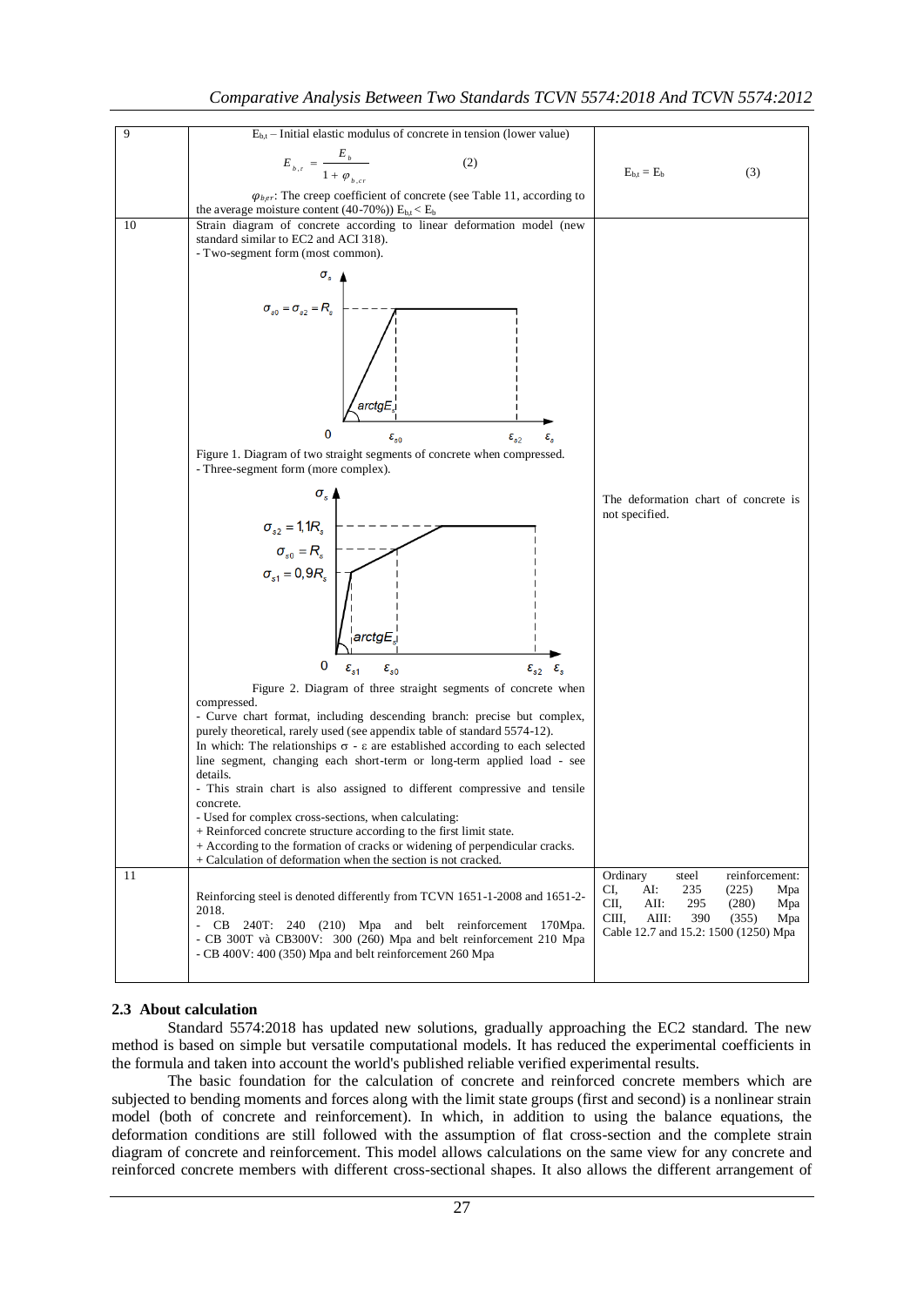| 9 | $E_{b,t}$ – Initial elastic modulus of concrete in tension (lower value)<br>$$E_{b,\tau} = \frac{E_b}{1+\varphi_{b,cr}} \quad (2)$$<br>$\varphi_{b,cr}$: The creep coefficient of concrete (see Table 11, according to the average moisture content (40-70%)) $E_{b,t} < E_b$ | $E_{b,t} = E_b$ (3) |
|---|---|---|
| 10 | Strain diagram of concrete according to linear deformation model (new standard similar to EC2 and ACI 318).<br>- Two-segment form (most common).<br>[Figure: $\sigma_s$; $\sigma_{s0} = \sigma_{s2} = R_s$; $arctgE_s$; 0; $\varepsilon_{s0}$; $\varepsilon_{s2}$; $\varepsilon_s$]<br>Figure 1. Diagram of two straight segments of concrete when compressed.<br>- Three-segment form (more complex).<br>[Figure: $\sigma_s$; $\sigma_{s2} = 1,1R_s$; $\sigma_{s0} = R_s$; $\sigma_{s1} = 0,9R_s$; $arctgE_s$; 0; $\varepsilon_{s1}$; $\varepsilon_{s0}$; $\varepsilon_{s2}$; $\varepsilon_s$]<br>Figure 2. Diagram of three straight segments of concrete when compressed.<br>- Curve chart format, including descending branch: precise but complex, purely theoretical, rarely used (see appendix table of standard 5574-12).<br>In which: The relationships σ - ε are established according to each selected line segment, changing each short-term or long-term applied load - see details.<br>- This strain chart is also assigned to different compressive and tensile concrete.<br>- Used for complex cross-sections, when calculating:<br>+ Reinforced concrete structure according to the first limit state.<br>+ According to the formation of cracks or widening of perpendicular cracks.<br>+ Calculation of deformation when the section is not cracked. | The deformation chart of concrete is not specified. |
| 11 | Reinforcing steel is denoted differently from TCVN 1651-1-2008 and 1651-2-2018.<br>- CB 240T: 240 (210) Mpa and belt reinforcement 170Mpa.<br>- CB 300T và CB300V: 300 (260) Mpa and belt reinforcement 210 Mpa<br>- CB 400V: 400 (350) Mpa and belt reinforcement 260 Mpa | Ordinary steel reinforcement:<br>CI, AI: 235 (225) Mpa<br>CII, AII: 295 (280) Mpa<br>CIII, AIII: 390 (355) Mpa<br>Cable 12.7 and 15.2: 1500 (1250) Mpa |

### 2.3 About calculation

Standard 5574:2018 has updated new solutions, gradually approaching the EC2 standard. The new method is based on simple but versatile computational models. It has reduced the experimental coefficients in the formula and taken into account the world's published reliable verified experimental results.

The basic foundation for the calculation of concrete and reinforced concrete members which are subjected to bending moments and forces along with the limit state groups (first and second) is a nonlinear strain model (both of concrete and reinforcement). In which, in addition to using the balance equations, the deformation conditions are still followed with the assumption of flat cross-section and the complete strain diagram of concrete and reinforcement. This model allows calculations on the same view for any concrete and reinforced concrete members with different cross-sectional shapes. It also allows the different arrangement of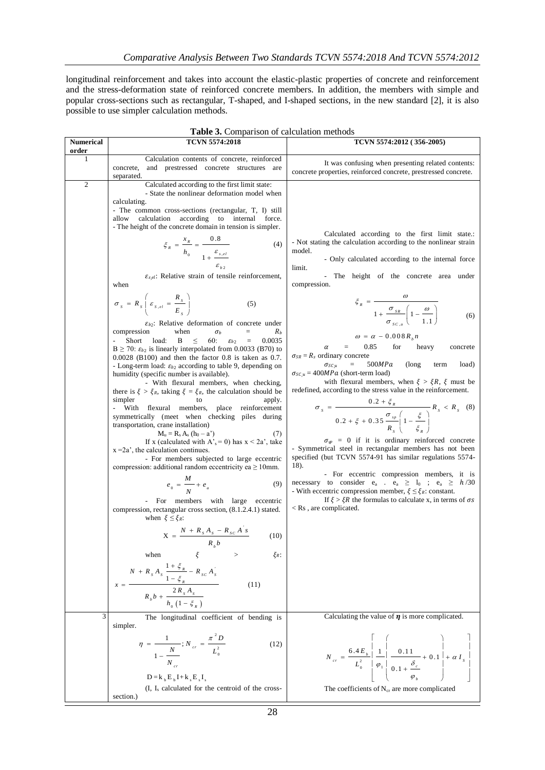longitudinal reinforcement and takes into account the elastic-plastic properties of concrete and reinforcement and the stress-deformation state of reinforced concrete members. In addition, the members with simple and popular cross-sections such as rectangular, T-shaped, and I-shaped sections, in the new standard [2], it is also possible to use simpler calculation methods.

**Table 3.** Comparison of calculation methods

| Numerical order | TCVN 5574:2018 | TCVN 5574:2012 ( 356-2005) |
|---|---|---|
| 1 | Calculation contents of concrete, reinforced concrete, and prestressed concrete structures are separated. | It was confusing when presenting related contents: concrete properties, reinforced concrete, prestressed concrete. |
| 2 | Calculated according to the first limit state:<br>- State the nonlinear deformation model when calculating.<br>- The common cross-sections (rectangular, T, I) still allow calculation according to internal force.<br>- The height of the concrete domain in tension is simpler.<br>$$\xi_R = \frac{x_R}{h_0} = \frac{0.8}{1 + \frac{\varepsilon_{s,el}}{\varepsilon_{b2}}} \quad (4)$$<br>$\varepsilon_{s,el}$: Relative strain of tensile reinforcement, when<br>$$\sigma_s = R_s \left( \varepsilon_{s,el} = \frac{R_s}{E_s} \right) \quad (5)$$<br>$\varepsilon_{b2}$: Relative deformation of concrete under compression when $\sigma_b$ = $R_b$<br>- Short load: B ≤ 60: $\varepsilon_{b2}$ = 0.0035 B ≥ 70: $\varepsilon_{b2}$ is linearly interpolated from 0.0033 (B70) to 0.0028 (B100) and then the factor 0.8 is taken as 0.7.<br>- Long-term load: $\varepsilon_{b2}$ according to table 9, depending on humidity (specific number is available).<br>- With flexural members, when checking, there is $\xi > \xi_R$, taking $\xi = \xi_R$, the calculation should be simpler to apply.<br>- With flexural members, place reinforcement symmetrically (meet when checking piles during transportation, crane installation)<br>$$M_u = R_s A_s (h_0 - a') \quad (7)$$<br>If x (calculated with $A'_s = 0$) has x < 2a', take x =2a', the calculation continues.<br>- For members subjected to large eccentric compression: additional random eccentricity ea ≥ 10mm.<br>$$e_0 = \frac{M}{N} + e_a \quad (9)$$<br>- For members with large eccentric compression, rectangular cross section, (8.1.2.4.1) stated. when $\xi \leq \xi_R$:<br>$$X = \frac{N + R_s A_s - R_{SC} A'_s}{R_b b} \quad (10)$$<br>when $\xi > \xi_R$:<br>$$x = \frac{N + R_s A_s \frac{1+\xi_R}{1-\xi_R} - R_{SC} A'_s}{R_b b + \frac{2 R_s A_s}{h_0 (1-\xi_R)}} \quad (11)$$ | Calculated according to the first limit state.:<br>- Not stating the calculation according to the nonlinear strain model.<br>- Only calculated according to the internal force limit.<br>- The height of the concrete area under compression.<br>$$\xi_R = \frac{\omega}{1 + \frac{\sigma_{SR}}{\sigma_{SC,u}} \left( 1 - \frac{\omega}{1.1} \right)} \quad (6)$$<br>$$\omega = \alpha - 0.008 R_b n$$<br>$\alpha$ = 0.85 for heavy concrete $\sigma_{SR} = R_s$ ordinary concrete<br>$\sigma_{SC,u}$ = 500$MPa$ (long term load) $\sigma_{SC,u}$ = 400$MPa$ (short-term load)<br>with flexural members, when $\xi > \xi R$, $\xi$ must be redefined, according to the stress value in the reinforcement.<br>$$\sigma_s = \frac{0.2 + \xi_R}{0.2 + \xi + 0.35 \frac{\sigma_{sp}}{R_s} \left( 1 - \frac{\xi}{\xi_R} \right)} R_s < R_s \quad (8)$$<br>$\sigma_{sp}$ = 0 if it is ordinary reinforced concrete<br>- Symmetrical steel in rectangular members has not been specified (but TCVN 5574-91 has similar regulations 5574-18).<br>- For eccentric compression members, it is necessary to consider $e_a$ . $e_a \geq l_0$ ; $e_a \geq h/30$<br>- With eccentric compression member, $\xi \leq \xi_R$: constant.<br>If $\xi > \xi R$ the formulas to calculate x, in terms of $\sigma s$ < Rs , are complicated. |
| 3 | The longitudinal coefficient of bending is simpler.<br>$$\eta = \frac{1}{1 - \frac{N}{N_{cr}}}; N_{cr} = \frac{\pi^2 D}{L_0^2} \quad (12)$$<br>$$D = k_b E_b I + k_s E_s I_s$$<br>(I, $I_s$ calculated for the centroid of the cross-section.) | Calculating the value of $\boldsymbol{\eta}$ is more complicated.<br>$$N_{cr} = \frac{6.4 E_b}{L_0^2} \left[ \frac{1}{\varphi_1} \left( \frac{0.11}{0.1 + \frac{\delta_e}{\varphi_b}} + 0.1 \right) + \alpha I_s \right]$$<br>The coefficients of $N_{cr}$ are more complicated |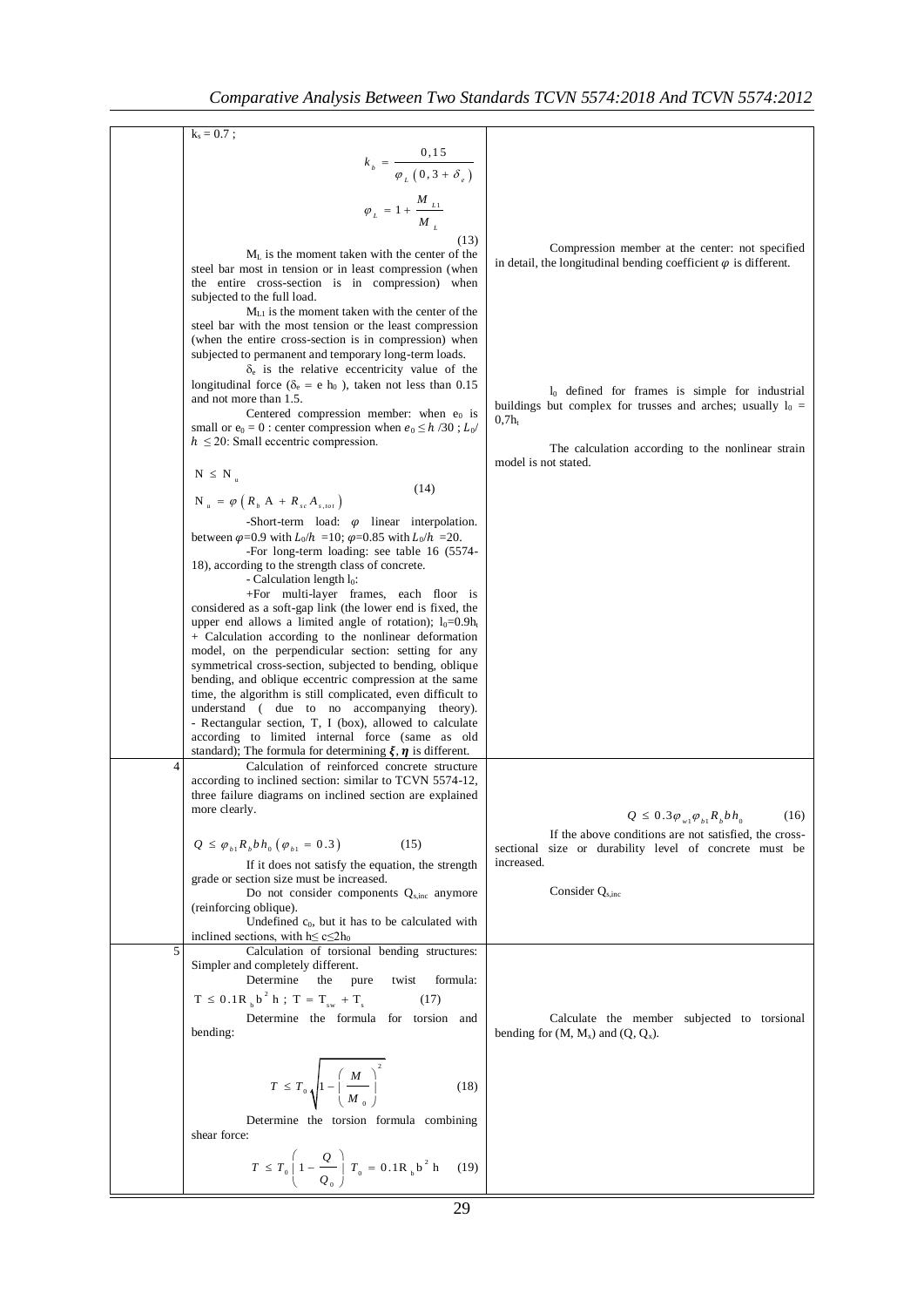| | | |
|---|---|---|
| | $k_s = 0.7$ ;<br><br>$$k_b = \frac{0,15}{\varphi_L\left(0,3+\delta_e\right)}$$<br><br>$$\varphi_L = 1+\frac{M_{L1}}{M_L}$$<br>(13)<br><br>$M_L$ is the moment taken with the center of the steel bar most in tension or in least compression (when the entire cross-section is in compression) when subjected to the full load.<br><br>$M_{L1}$ is the moment taken with the center of the steel bar with the most tension or the least compression (when the entire cross-section is in compression) when subjected to permanent and temporary long-term loads.<br><br>$\delta_e$ is the relative eccentricity value of the longitudinal force ($\delta_e$ = e $h_0$ ), taken not less than 0.15 and not more than 1.5.<br><br>Centered compression member: when $e_0$ is small or $e_0 = 0$ : center compression when $e_0 \leq h/30$ ; $L_0/h \leq 20$: Small eccentric compression.<br><br>$$N \leq N_u$$<br>$$N_u = \varphi\left(R_b A + R_{sc} A_{s,tot}\right) \quad (14)$$<br><br>-Short-term load: $\varphi$ linear interpolation. between $\varphi$=0.9 with $L_0/h$ =10; $\varphi$=0.85 with $L_0/h$ =20.<br><br>-For long-term loading: see table 16 (5574-18), according to the strength class of concrete.<br><br>- Calculation length $l_0$:<br><br>+For multi-layer frames, each floor is considered as a soft-gap link (the lower end is fixed, the upper end allows a limited angle of rotation); $l_0=0.9h_t$<br><br>+ Calculation according to the nonlinear deformation model, on the perpendicular section: setting for any symmetrical cross-section, subjected to bending, oblique bending, and oblique eccentric compression at the same time, the algorithm is still complicated, even difficult to understand ( due to no accompanying theory).<br><br>- Rectangular section, T, I (box), allowed to calculate according to limited internal force (same as old standard); The formula for determining $\boldsymbol{\xi}, \boldsymbol{\eta}$ is different. | Compression member at the center: not specified in detail, the longitudinal bending coefficient $\varphi$ is different.<br><br>$l_0$ defined for frames is simple for industrial buildings but complex for trusses and arches; usually $l_0 = 0{,}7h_t$<br><br>The calculation according to the nonlinear strain model is not stated. |
| 4 | Calculation of reinforced concrete structure according to inclined section: similar to TCVN 5574-12, three failure diagrams on inclined section are explained more clearly.<br><br>$$Q \leq \varphi_{b1} R_b b h_0 \left(\varphi_{b1} = 0.3\right) \quad (15)$$<br><br>If it does not satisfy the equation, the strength grade or section size must be increased.<br><br>Do not consider components $Q_{s,inc}$ anymore (reinforcing oblique).<br><br>Undefined $c_0$, but it has to be calculated with inclined sections, with $h \leq c \leq 2h_0$ | $$Q \leq 0.3\varphi_{w1}\varphi_{b1} R_b b h_0 \quad (16)$$<br><br>If the above conditions are not satisfied, the cross-sectional size or durability level of concrete must be increased.<br><br>Consider $Q_{s,inc}$ |
| 5 | Calculation of torsional bending structures: Simpler and completely different.<br><br>Determine the pure twist formula:<br>$$T \leq 0.1R_b b^2 h \; ; \; T = T_{sw} + T_s \quad (17)$$<br><br>Determine the formula for torsion and bending:<br><br>$$T \leq T_0 \sqrt{1-\left(\frac{M}{M_0}\right)^2} \quad (18)$$<br><br>Determine the torsion formula combining shear force:<br><br>$$T \leq T_0 \left(1-\frac{Q}{Q_0}\right) T_0 = 0.1R_b b^2 h \quad (19)$$ | Calculate the member subjected to torsional bending for ($M$, $M_x$) and ($Q$, $Q_x$). |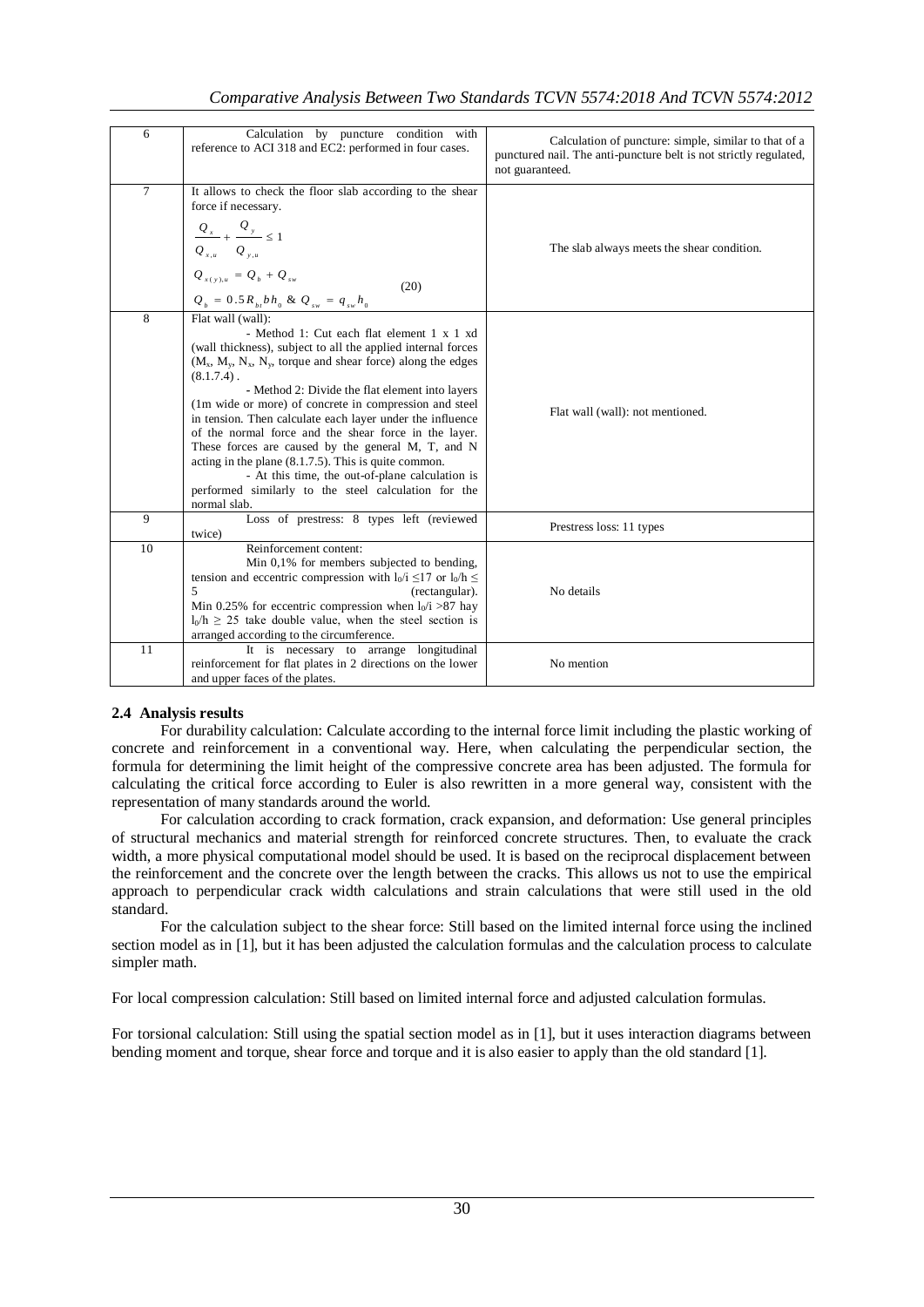| 6 | Calculation by puncture condition with reference to ACI 318 and EC2: performed in four cases. | Calculation of puncture: simple, similar to that of a punctured nail. The anti-puncture belt is not strictly regulated, not guaranteed. |
|---|---|---|
| 7 | It allows to check the floor slab according to the shear force if necessary. $\frac{Q_x}{Q_{x,u}} + \frac{Q_y}{Q_{y,u}} \leq 1$ $Q_{x(y),u} = Q_b + Q_{sw}$ (20) $Q_b = 0.5 R_{bt} b h_0$ & $Q_{sw} = q_{sw} h_0$ | The slab always meets the shear condition. |
| 8 | Flat wall (wall): - Method 1: Cut each flat element 1 x 1 xd (wall thickness), subject to all the applied internal forces ($M_x$, $M_y$, $N_x$, $N_y$, torque and shear force) along the edges (8.1.7.4). - Method 2: Divide the flat element into layers (1m wide or more) of concrete in compression and steel in tension. Then calculate each layer under the influence of the normal force and the shear force in the layer. These forces are caused by the general M, T, and N acting in the plane (8.1.7.5). This is quite common. - At this time, the out-of-plane calculation is performed similarly to the steel calculation for the normal slab. | Flat wall (wall): not mentioned. |
| 9 | Loss of prestress: 8 types left (reviewed twice) | Prestress loss: 11 types |
| 10 | Reinforcement content: Min 0,1% for members subjected to bending, tension and eccentric compression with $l_0/i \leq 17$ or $l_0/h \leq 5$ (rectangular). Min 0.25% for eccentric compression when $l_0/i > 87$ hay $l_0/h \geq 25$ take double value, when the steel section is arranged according to the circumference. | No details |
| 11 | It is necessary to arrange longitudinal reinforcement for flat plates in 2 directions on the lower and upper faces of the plates. | No mention |

### 2.4 Analysis results

For durability calculation: Calculate according to the internal force limit including the plastic working of concrete and reinforcement in a conventional way. Here, when calculating the perpendicular section, the formula for determining the limit height of the compressive concrete area has been adjusted. The formula for calculating the critical force according to Euler is also rewritten in a more general way, consistent with the representation of many standards around the world.

For calculation according to crack formation, crack expansion, and deformation: Use general principles of structural mechanics and material strength for reinforced concrete structures. Then, to evaluate the crack width, a more physical computational model should be used. It is based on the reciprocal displacement between the reinforcement and the concrete over the length between the cracks. This allows us not to use the empirical approach to perpendicular crack width calculations and strain calculations that were still used in the old standard.

For the calculation subject to the shear force: Still based on the limited internal force using the inclined section model as in [1], but it has been adjusted the calculation formulas and the calculation process to calculate simpler math.

For local compression calculation: Still based on limited internal force and adjusted calculation formulas.

For torsional calculation: Still using the spatial section model as in [1], but it uses interaction diagrams between bending moment and torque, shear force and torque and it is also easier to apply than the old standard [1].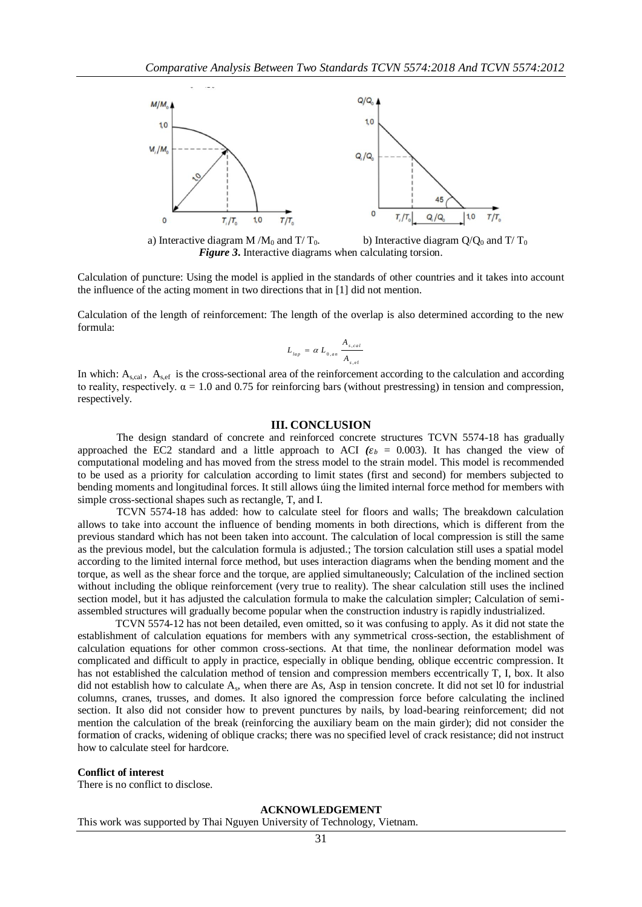a) Interactive diagram $M/M_0$ and $T/T_0$. b) Interactive diagram $Q/Q_0$ and $T/T_0$

***Figure 3*.** Interactive diagrams when calculating torsion.

Calculation of puncture: Using the model is applied in the standards of other countries and it takes into account the influence of the acting moment in two directions that in [1] did not mention.

Calculation of the length of reinforcement: The length of the overlap is also determined according to the new formula:

$$L_{lap} = \alpha L_{0,an} \frac{A_{s,cal}}{A_{s,ef}}$$

In which: $A_{s,cal}$, $A_{s,ef}$ is the cross-sectional area of the reinforcement according to the calculation and according to reality, respectively. $\alpha = 1.0$ and 0.75 for reinforcing bars (without prestressing) in tension and compression, respectively.

## III. CONCLUSION

The design standard of concrete and reinforced concrete structures TCVN 5574-18 has gradually approached the EC2 standard and a little approach to ACI ($\varepsilon_b$ = 0.003). It has changed the view of computational modeling and has moved from the stress model to the strain model. This model is recommended to be used as a priority for calculation according to limit states (first and second) for members subjected to bending moments and longitudinal forces. It still allows úing the limited internal force method for members with simple cross-sectional shapes such as rectangle, T, and I.

TCVN 5574-18 has added: how to calculate steel for floors and walls; The breakdown calculation allows to take into account the influence of bending moments in both directions, which is different from the previous standard which has not been taken into account. The calculation of local compression is still the same as the previous model, but the calculation formula is adjusted.; The torsion calculation still uses a spatial model according to the limited internal force method, but uses interaction diagrams when the bending moment and the torque, as well as the shear force and the torque, are applied simultaneously; Calculation of the inclined section without including the oblique reinforcement (very true to reality). The shear calculation still uses the inclined section model, but it has adjusted the calculation formula to make the calculation simpler; Calculation of semi-assembled structures will gradually become popular when the construction industry is rapidly industrialized.

TCVN 5574-12 has not been detailed, even omitted, so it was confusing to apply. As it did not state the establishment of calculation equations for members with any symmetrical cross-section, the establishment of calculation equations for other common cross-sections. At that time, the nonlinear deformation model was complicated and difficult to apply in practice, especially in oblique bending, oblique eccentric compression. It has not established the calculation method of tension and compression members eccentrically T, I, box. It also did not establish how to calculate $A_s$, when there are As, Asp in tension concrete. It did not set l0 for industrial columns, cranes, trusses, and domes. It also ignored the compression force before calculating the inclined section. It also did not consider how to prevent punctures by nails, by load-bearing reinforcement; did not mention the calculation of the break (reinforcing the auxiliary beam on the main girder); did not consider the formation of cracks, widening of oblique cracks; there was no specified level of crack resistance; did not instruct how to calculate steel for hardcore.

**Conflict of interest**

There is no conflict to disclose.

**ACKNOWLEDGEMENT**

This work was supported by Thai Nguyen University of Technology, Vietnam.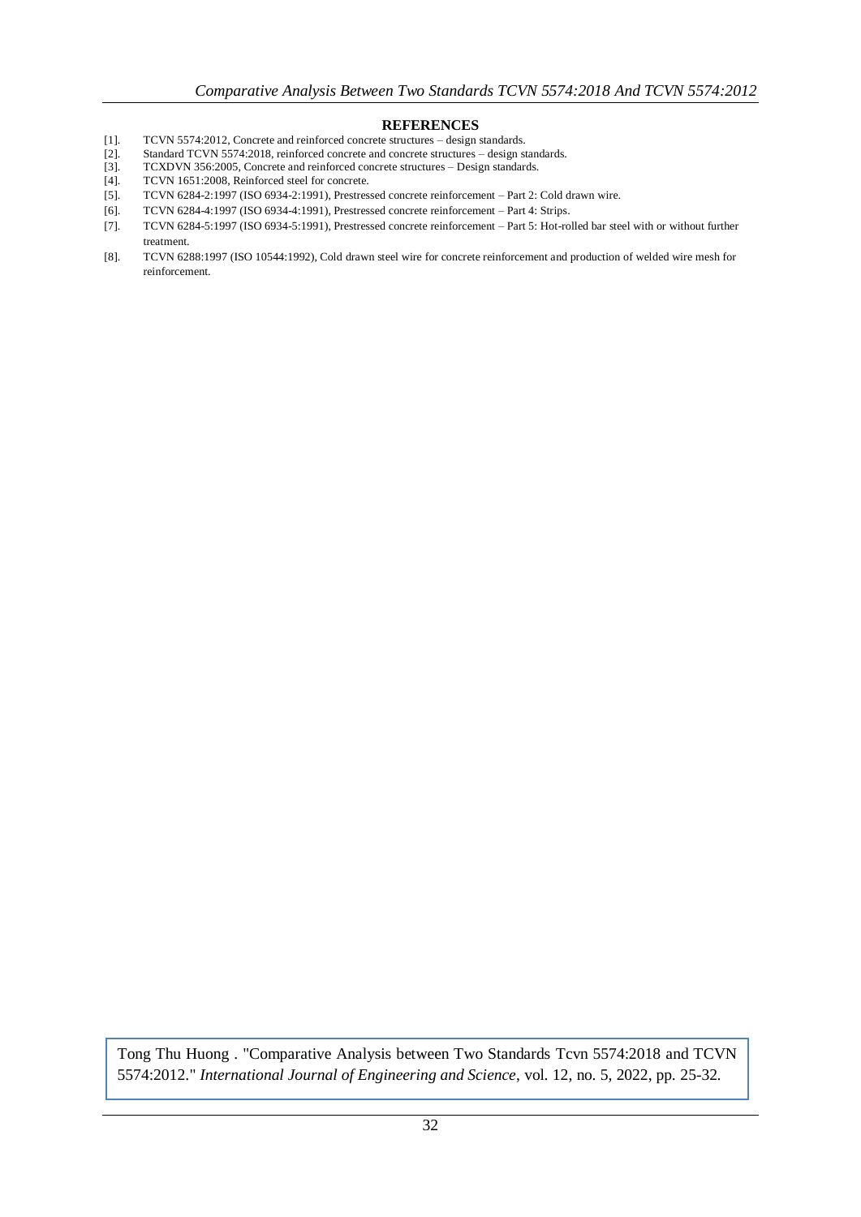## REFERENCES

[1]. TCVN 5574:2012, Concrete and reinforced concrete structures – design standards.

[2]. Standard TCVN 5574:2018, reinforced concrete and concrete structures – design standards.

[3]. TCXDVN 356:2005, Concrete and reinforced concrete structures – Design standards.

[4]. TCVN 1651:2008, Reinforced steel for concrete.

[5]. TCVN 6284-2:1997 (ISO 6934-2:1991), Prestressed concrete reinforcement – Part 2: Cold drawn wire.

[6]. TCVN 6284-4:1997 (ISO 6934-4:1991), Prestressed concrete reinforcement – Part 4: Strips.

[7]. TCVN 6284-5:1997 (ISO 6934-5:1991), Prestressed concrete reinforcement – Part 5: Hot-rolled bar steel with or without further treatment.

[8]. TCVN 6288:1997 (ISO 10544:1992), Cold drawn steel wire for concrete reinforcement and production of welded wire mesh for reinforcement.

Tong Thu Huong . "Comparative Analysis between Two Standards Tcvn 5574:2018 and TCVN 5574:2012." *International Journal of Engineering and Science*, vol. 12, no. 5, 2022, pp. 25-32.